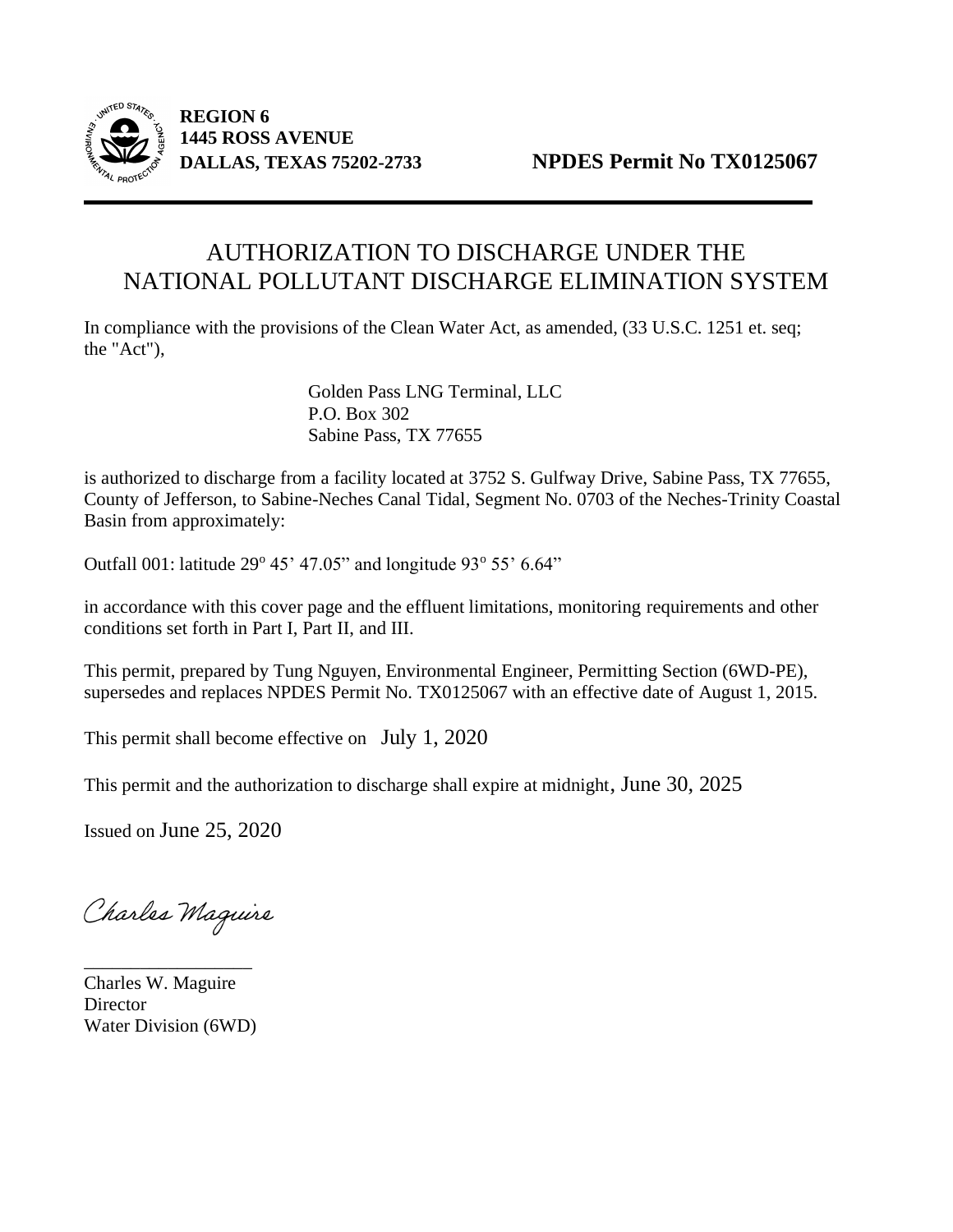**REGION 6**
**1445 ROSS AVENUE**
**DALLAS, TEXAS 75202-2733** **NPDES Permit No TX0125067**

# AUTHORIZATION TO DISCHARGE UNDER THE NATIONAL POLLUTANT DISCHARGE ELIMINATION SYSTEM

In compliance with the provisions of the Clean Water Act, as amended, (33 U.S.C. 1251 et. seq; the "Act"),

Golden Pass LNG Terminal, LLC
P.O. Box 302
Sabine Pass, TX 77655

is authorized to discharge from a facility located at 3752 S. Gulfway Drive, Sabine Pass, TX 77655, County of Jefferson, to Sabine-Neches Canal Tidal, Segment No. 0703 of the Neches-Trinity Coastal Basin from approximately:

Outfall 001: latitude 29° 45' 47.05" and longitude 93° 55' 6.64"

in accordance with this cover page and the effluent limitations, monitoring requirements and other conditions set forth in Part I, Part II, and III.

This permit, prepared by Tung Nguyen, Environmental Engineer, Permitting Section (6WD-PE), supersedes and replaces NPDES Permit No. TX0125067 with an effective date of August 1, 2015.

This permit shall become effective on July 1, 2020

This permit and the authorization to discharge shall expire at midnight, June 30, 2025

Issued on June 25, 2020

Charles Maguire

Charles W. Maguire
Director
Water Division (6WD)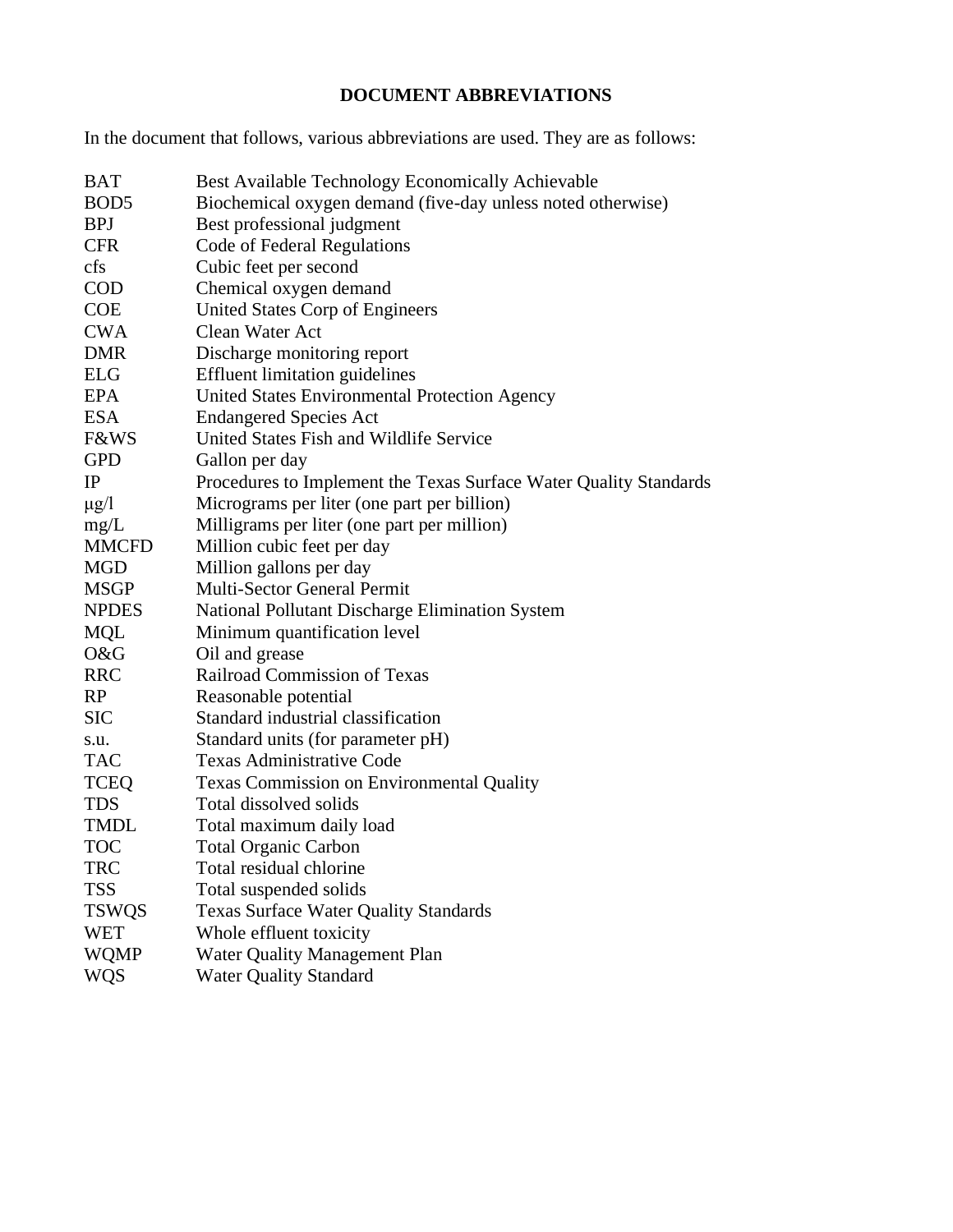# DOCUMENT ABBREVIATIONS

In the document that follows, various abbreviations are used. They are as follows:

| | |
|---|---|
| BAT | Best Available Technology Economically Achievable |
| BOD5 | Biochemical oxygen demand (five-day unless noted otherwise) |
| BPJ | Best professional judgment |
| CFR | Code of Federal Regulations |
| cfs | Cubic feet per second |
| COD | Chemical oxygen demand |
| COE | United States Corp of Engineers |
| CWA | Clean Water Act |
| DMR | Discharge monitoring report |
| ELG | Effluent limitation guidelines |
| EPA | United States Environmental Protection Agency |
| ESA | Endangered Species Act |
| F&WS | United States Fish and Wildlife Service |
| GPD | Gallon per day |
| IP | Procedures to Implement the Texas Surface Water Quality Standards |
| μg/l | Micrograms per liter (one part per billion) |
| mg/L | Milligrams per liter (one part per million) |
| MMCFD | Million cubic feet per day |
| MGD | Million gallons per day |
| MSGP | Multi-Sector General Permit |
| NPDES | National Pollutant Discharge Elimination System |
| MQL | Minimum quantification level |
| O&G | Oil and grease |
| RRC | Railroad Commission of Texas |
| RP | Reasonable potential |
| SIC | Standard industrial classification |
| s.u. | Standard units (for parameter pH) |
| TAC | Texas Administrative Code |
| TCEQ | Texas Commission on Environmental Quality |
| TDS | Total dissolved solids |
| TMDL | Total maximum daily load |
| TOC | Total Organic Carbon |
| TRC | Total residual chlorine |
| TSS | Total suspended solids |
| TSWQS | Texas Surface Water Quality Standards |
| WET | Whole effluent toxicity |
| WQMP | Water Quality Management Plan |
| WQS | Water Quality Standard |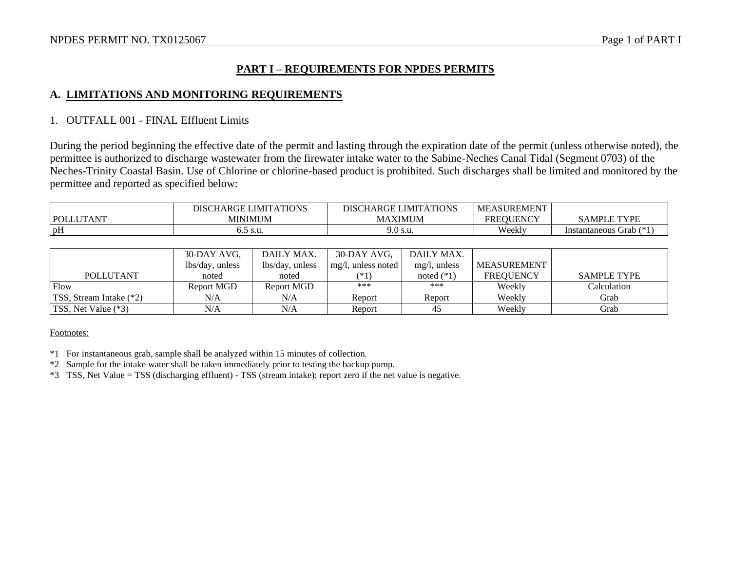## PART I – REQUIREMENTS FOR NPDES PERMITS

### A. LIMITATIONS AND MONITORING REQUIREMENTS

1. OUTFALL 001 - FINAL Effluent Limits

During the period beginning the effective date of the permit and lasting through the expiration date of the permit (unless otherwise noted), the permittee is authorized to discharge wastewater from the firewater intake water to the Sabine-Neches Canal Tidal (Segment 0703) of the Neches-Trinity Coastal Basin. Use of Chlorine or chlorine-based product is prohibited. Such discharges shall be limited and monitored by the permittee and reported as specified below:

| POLLUTANT | DISCHARGE LIMITATIONS MINIMUM | DISCHARGE LIMITATIONS MAXIMUM | MEASUREMENT FREQUENCY | SAMPLE TYPE |
|---|---|---|---|---|
| pH | 6.5 s.u. | 9.0 s.u. | Weekly | Instantaneous Grab (*1) |

| POLLUTANT | 30-DAY AVG, lbs/day, unless noted | DAILY MAX. lbs/day, unless noted | 30-DAY AVG, mg/l, unless noted (*1) | DAILY MAX. mg/l, unless noted (*1) | MEASUREMENT FREQUENCY | SAMPLE TYPE |
|---|---|---|---|---|---|---|
| Flow | Report MGD | Report MGD | *** | *** | Weekly | Calculation |
| TSS, Stream Intake (*2) | N/A | N/A | Report | Report | Weekly | Grab |
| TSS, Net Value (*3) | N/A | N/A | Report | 45 | Weekly | Grab |

Footnotes:

*1 For instantaneous grab, sample shall be analyzed within 15 minutes of collection.

*2 Sample for the intake water shall be taken immediately prior to testing the backup pump.

*3 TSS, Net Value = TSS (discharging effluent) - TSS (stream intake); report zero if the net value is negative.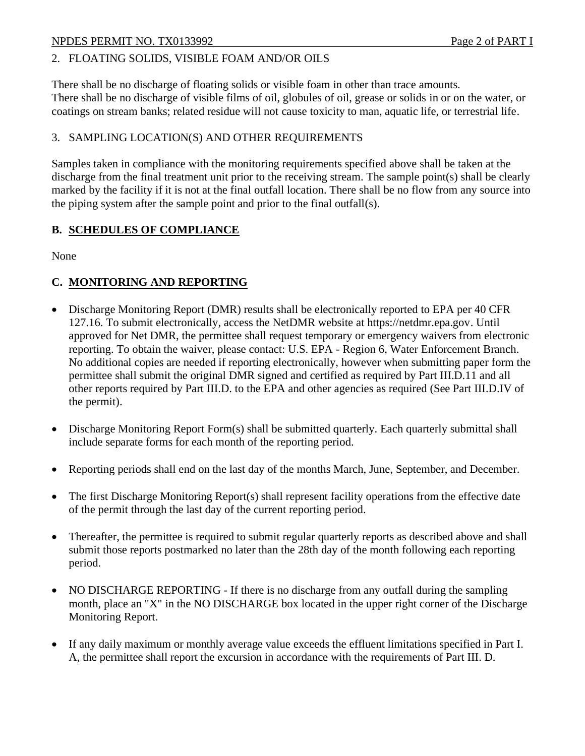2. FLOATING SOLIDS, VISIBLE FOAM AND/OR OILS

There shall be no discharge of floating solids or visible foam in other than trace amounts.
There shall be no discharge of visible films of oil, globules of oil, grease or solids in or on the water, or coatings on stream banks; related residue will not cause toxicity to man, aquatic life, or terrestrial life.

3. SAMPLING LOCATION(S) AND OTHER REQUIREMENTS

Samples taken in compliance with the monitoring requirements specified above shall be taken at the discharge from the final treatment unit prior to the receiving stream. The sample point(s) shall be clearly marked by the facility if it is not at the final outfall location. There shall be no flow from any source into the piping system after the sample point and prior to the final outfall(s).

## B. SCHEDULES OF COMPLIANCE

None

## C. MONITORING AND REPORTING

- Discharge Monitoring Report (DMR) results shall be electronically reported to EPA per 40 CFR 127.16. To submit electronically, access the NetDMR website at https://netdmr.epa.gov. Until approved for Net DMR, the permittee shall request temporary or emergency waivers from electronic reporting. To obtain the waiver, please contact: U.S. EPA - Region 6, Water Enforcement Branch. No additional copies are needed if reporting electronically, however when submitting paper form the permittee shall submit the original DMR signed and certified as required by Part III.D.11 and all other reports required by Part III.D. to the EPA and other agencies as required (See Part III.D.IV of the permit).

- Discharge Monitoring Report Form(s) shall be submitted quarterly. Each quarterly submittal shall include separate forms for each month of the reporting period.

- Reporting periods shall end on the last day of the months March, June, September, and December.

- The first Discharge Monitoring Report(s) shall represent facility operations from the effective date of the permit through the last day of the current reporting period.

- Thereafter, the permittee is required to submit regular quarterly reports as described above and shall submit those reports postmarked no later than the 28th day of the month following each reporting period.

- NO DISCHARGE REPORTING - If there is no discharge from any outfall during the sampling month, place an "X" in the NO DISCHARGE box located in the upper right corner of the Discharge Monitoring Report.

- If any daily maximum or monthly average value exceeds the effluent limitations specified in Part I. A, the permittee shall report the excursion in accordance with the requirements of Part III. D.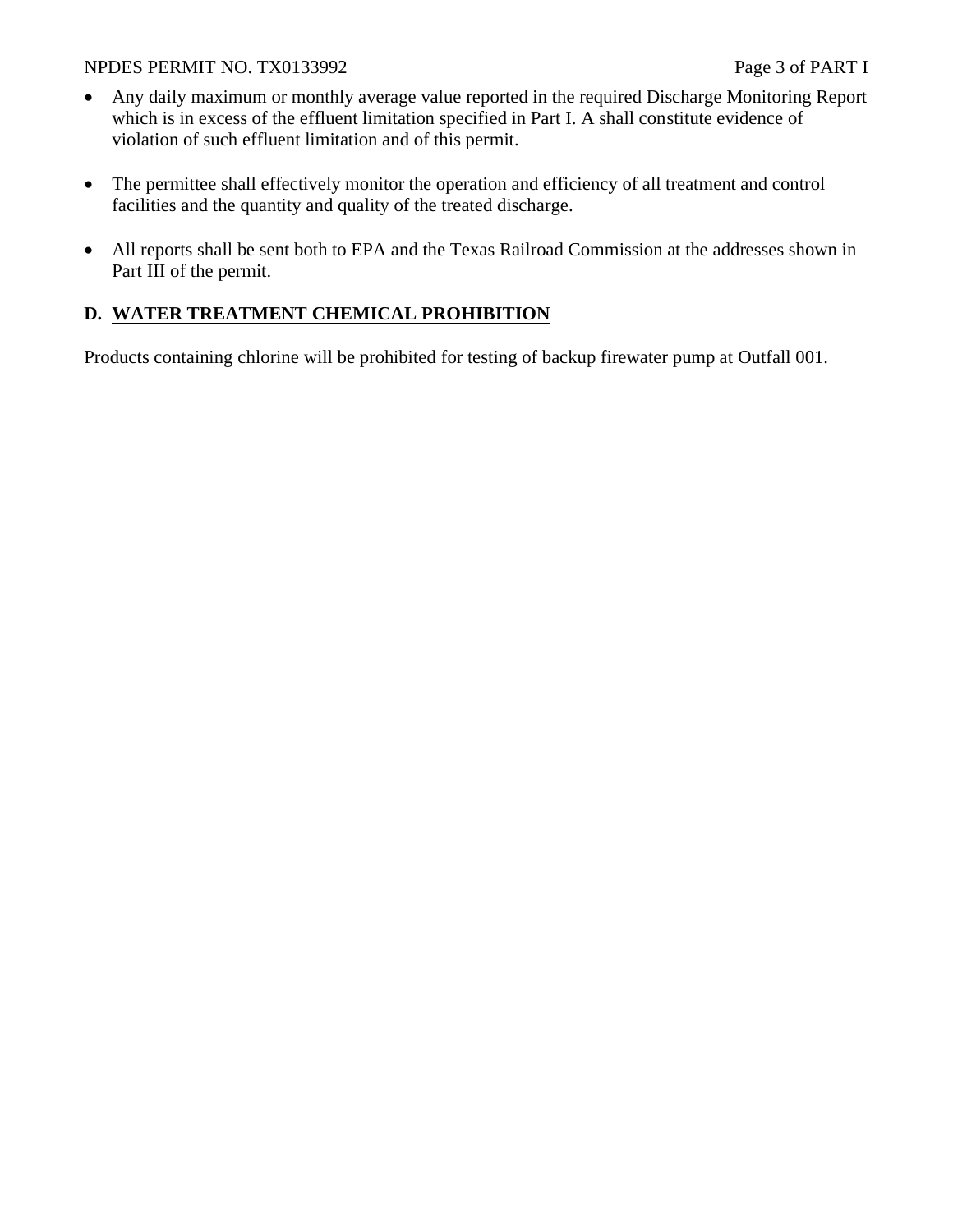- Any daily maximum or monthly average value reported in the required Discharge Monitoring Report which is in excess of the effluent limitation specified in Part I. A shall constitute evidence of violation of such effluent limitation and of this permit.

- The permittee shall effectively monitor the operation and efficiency of all treatment and control facilities and the quantity and quality of the treated discharge.

- All reports shall be sent both to EPA and the Texas Railroad Commission at the addresses shown in Part III of the permit.

## D. WATER TREATMENT CHEMICAL PROHIBITION

Products containing chlorine will be prohibited for testing of backup firewater pump at Outfall 001.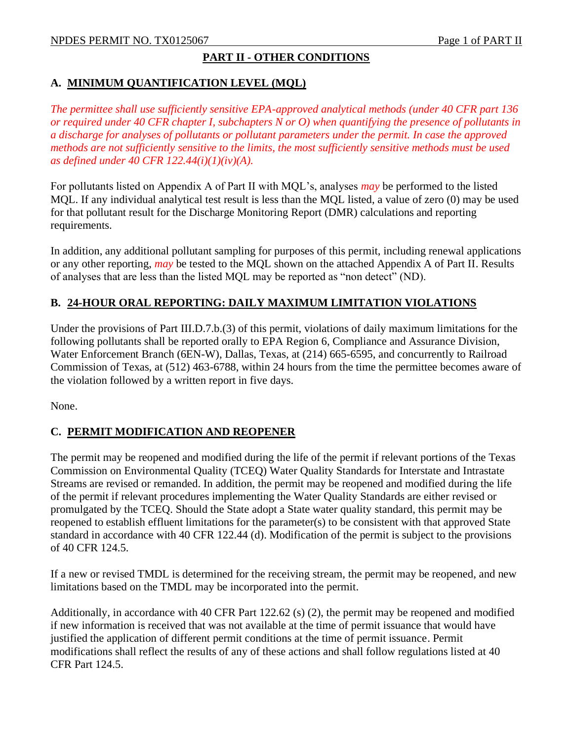## PART II - OTHER CONDITIONS

### A. MINIMUM QUANTIFICATION LEVEL (MQL)

*The permittee shall use sufficiently sensitive EPA-approved analytical methods (under 40 CFR part 136 or required under 40 CFR chapter I, subchapters N or O) when quantifying the presence of pollutants in a discharge for analyses of pollutants or pollutant parameters under the permit. In case the approved methods are not sufficiently sensitive to the limits, the most sufficiently sensitive methods must be used as defined under 40 CFR 122.44(i)(1)(iv)(A).*

For pollutants listed on Appendix A of Part II with MQL's, analyses *may* be performed to the listed MQL. If any individual analytical test result is less than the MQL listed, a value of zero (0) may be used for that pollutant result for the Discharge Monitoring Report (DMR) calculations and reporting requirements.

In addition, any additional pollutant sampling for purposes of this permit, including renewal applications or any other reporting, *may* be tested to the MQL shown on the attached Appendix A of Part II. Results of analyses that are less than the listed MQL may be reported as "non detect" (ND).

### B. 24-HOUR ORAL REPORTING: DAILY MAXIMUM LIMITATION VIOLATIONS

Under the provisions of Part III.D.7.b.(3) of this permit, violations of daily maximum limitations for the following pollutants shall be reported orally to EPA Region 6, Compliance and Assurance Division, Water Enforcement Branch (6EN-W), Dallas, Texas, at (214) 665-6595, and concurrently to Railroad Commission of Texas, at (512) 463-6788, within 24 hours from the time the permittee becomes aware of the violation followed by a written report in five days.

None.

### C. PERMIT MODIFICATION AND REOPENER

The permit may be reopened and modified during the life of the permit if relevant portions of the Texas Commission on Environmental Quality (TCEQ) Water Quality Standards for Interstate and Intrastate Streams are revised or remanded. In addition, the permit may be reopened and modified during the life of the permit if relevant procedures implementing the Water Quality Standards are either revised or promulgated by the TCEQ. Should the State adopt a State water quality standard, this permit may be reopened to establish effluent limitations for the parameter(s) to be consistent with that approved State standard in accordance with 40 CFR 122.44 (d). Modification of the permit is subject to the provisions of 40 CFR 124.5.

If a new or revised TMDL is determined for the receiving stream, the permit may be reopened, and new limitations based on the TMDL may be incorporated into the permit.

Additionally, in accordance with 40 CFR Part 122.62 (s) (2), the permit may be reopened and modified if new information is received that was not available at the time of permit issuance that would have justified the application of different permit conditions at the time of permit issuance. Permit modifications shall reflect the results of any of these actions and shall follow regulations listed at 40 CFR Part 124.5.